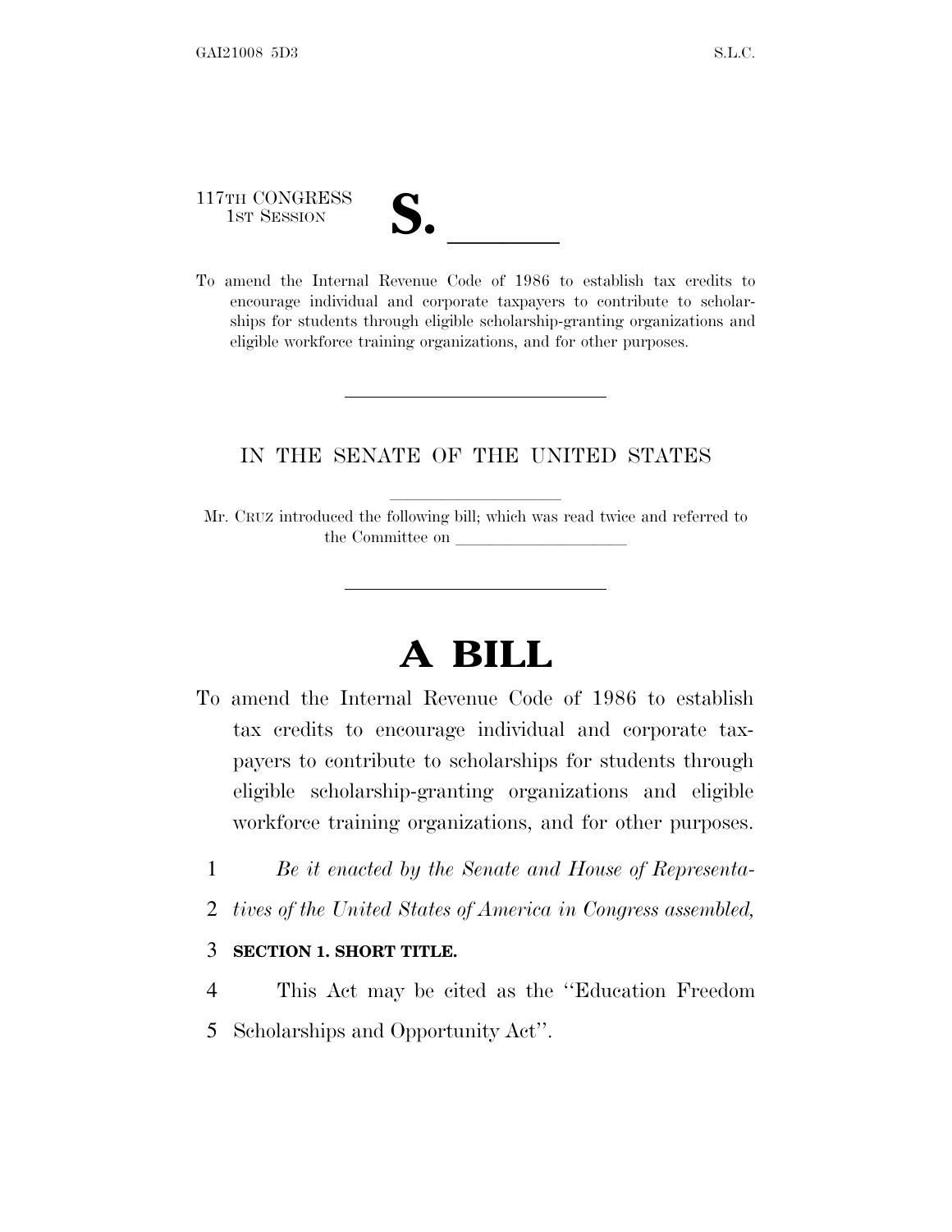117TH CONGRESS
1ST SESSION

**S. \_\_\_\_\_\_**

To amend the Internal Revenue Code of 1986 to establish tax credits to encourage individual and corporate taxpayers to contribute to scholarships for students through eligible scholarship-granting organizations and eligible workforce training organizations, and for other purposes.

---

IN THE SENATE OF THE UNITED STATES

Mr. CRUZ introduced the following bill; which was read twice and referred to the Committee on \_\_\_\_\_\_\_\_\_\_\_\_\_\_\_\_\_\_\_\_

---

# A BILL

To amend the Internal Revenue Code of 1986 to establish tax credits to encourage individual and corporate taxpayers to contribute to scholarships for students through eligible scholarship-granting organizations and eligible workforce training organizations, and for other purposes.

1 *Be it enacted by the Senate and House of Representa-*
2 *tives of the United States of America in Congress assembled,*

3 **SECTION 1. SHORT TITLE.**

4 This Act may be cited as the ''Education Freedom
5 Scholarships and Opportunity Act''.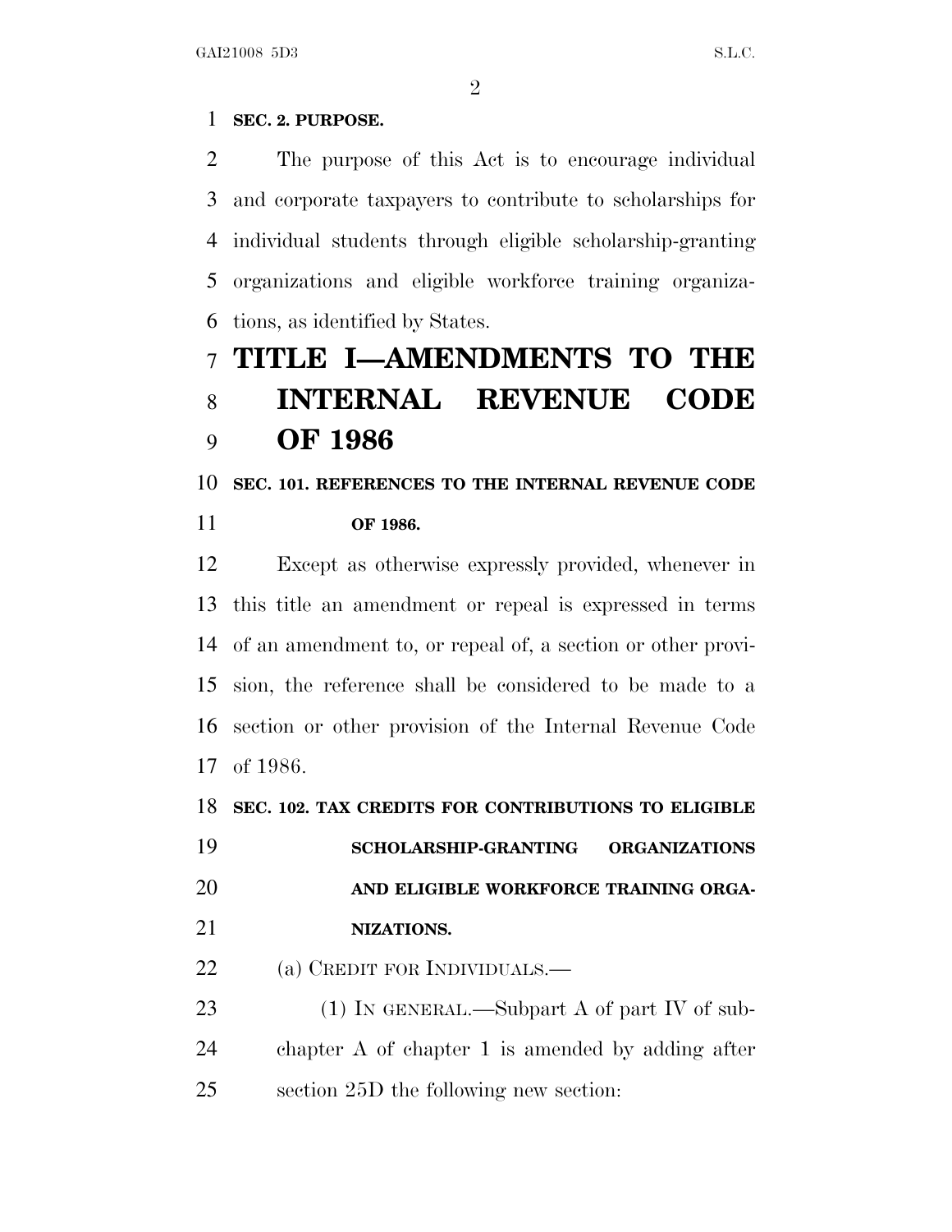**SEC. 2. PURPOSE.**

The purpose of this Act is to encourage individual and corporate taxpayers to contribute to scholarships for individual students through eligible scholarship-granting organizations and eligible workforce training organizations, as identified by States.

# TITLE I—AMENDMENTS TO THE INTERNAL REVENUE CODE OF 1986

**SEC. 101. REFERENCES TO THE INTERNAL REVENUE CODE OF 1986.**

Except as otherwise expressly provided, whenever in this title an amendment or repeal is expressed in terms of an amendment to, or repeal of, a section or other provision, the reference shall be considered to be made to a section or other provision of the Internal Revenue Code of 1986.

**SEC. 102. TAX CREDITS FOR CONTRIBUTIONS TO ELIGIBLE SCHOLARSHIP-GRANTING ORGANIZATIONS AND ELIGIBLE WORKFORCE TRAINING ORGANIZATIONS.**

(a) CREDIT FOR INDIVIDUALS.—

(1) IN GENERAL.—Subpart A of part IV of subchapter A of chapter 1 is amended by adding after section 25D the following new section: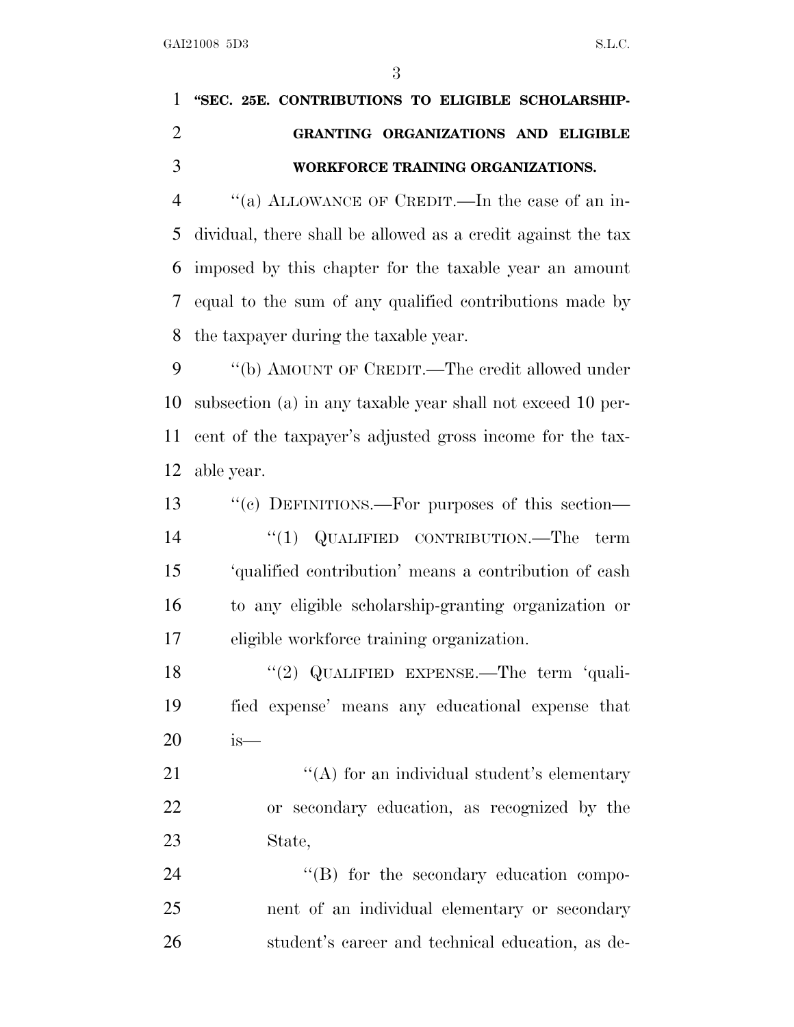**"SEC. 25E. CONTRIBUTIONS TO ELIGIBLE SCHOLARSHIP-GRANTING ORGANIZATIONS AND ELIGIBLE WORKFORCE TRAINING ORGANIZATIONS.**

"(a) ALLOWANCE OF CREDIT.—In the case of an individual, there shall be allowed as a credit against the tax imposed by this chapter for the taxable year an amount equal to the sum of any qualified contributions made by the taxpayer during the taxable year.

"(b) AMOUNT OF CREDIT.—The credit allowed under subsection (a) in any taxable year shall not exceed 10 percent of the taxpayer's adjusted gross income for the taxable year.

"(c) DEFINITIONS.—For purposes of this section—

"(1) QUALIFIED CONTRIBUTION.—The term 'qualified contribution' means a contribution of cash to any eligible scholarship-granting organization or eligible workforce training organization.

"(2) QUALIFIED EXPENSE.—The term 'qualified expense' means any educational expense that is—

"(A) for an individual student's elementary or secondary education, as recognized by the State,

"(B) for the secondary education component of an individual elementary or secondary student's career and technical education, as de-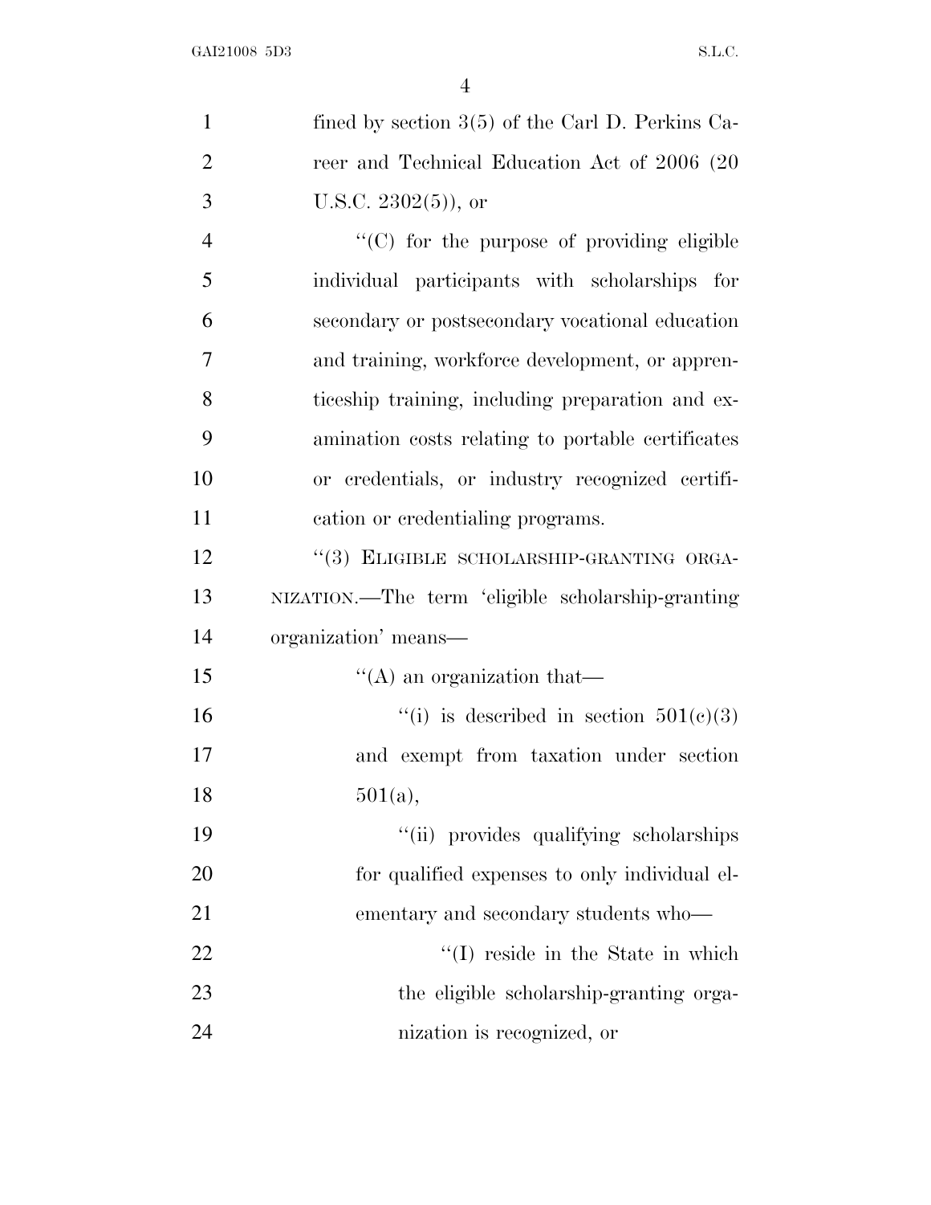fined by section 3(5) of the Carl D. Perkins Career and Technical Education Act of 2006 (20 U.S.C. 2302(5)), or

''(C) for the purpose of providing eligible individual participants with scholarships for secondary or postsecondary vocational education and training, workforce development, or apprenticeship training, including preparation and examination costs relating to portable certificates or credentials, or industry recognized certification or credentialing programs.

''(3) ELIGIBLE SCHOLARSHIP-GRANTING ORGANIZATION.—The term 'eligible scholarship-granting organization' means—

''(A) an organization that—

''(i) is described in section 501(c)(3) and exempt from taxation under section 501(a),

''(ii) provides qualifying scholarships for qualified expenses to only individual elementary and secondary students who—

''(I) reside in the State in which the eligible scholarship-granting organization is recognized, or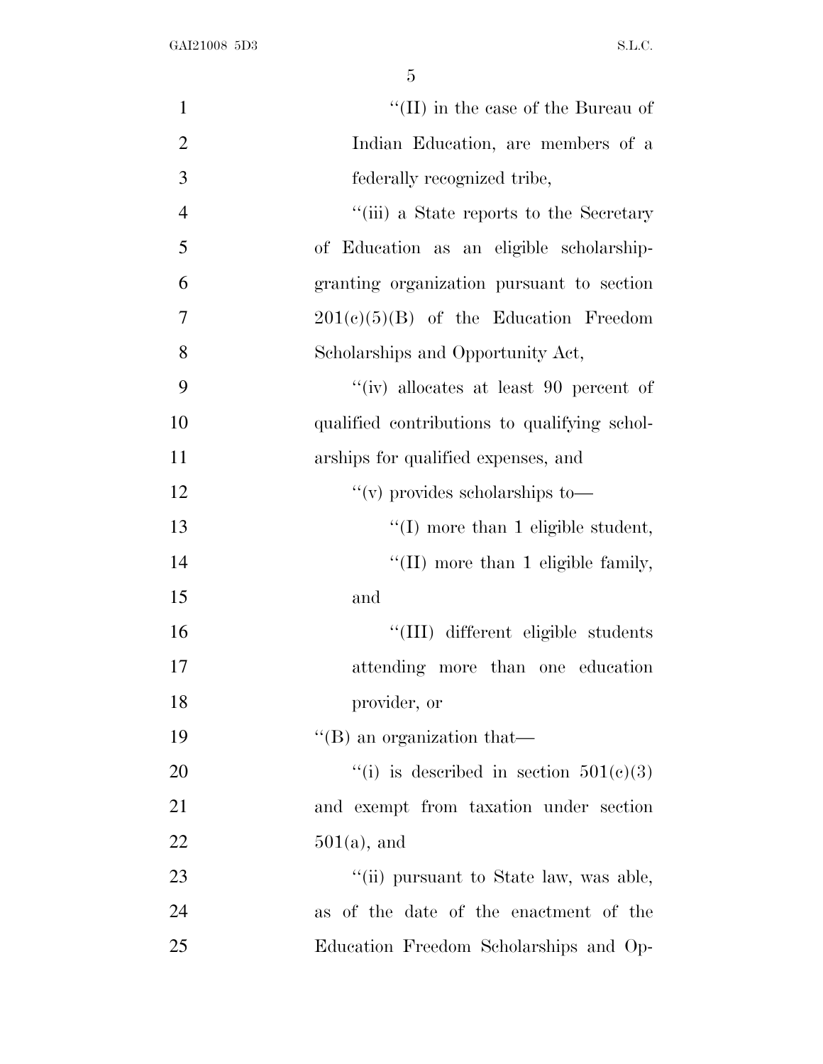''(II) in the case of the Bureau of Indian Education, are members of a federally recognized tribe,

''(iii) a State reports to the Secretary of Education as an eligible scholarship-granting organization pursuant to section 201(c)(5)(B) of the Education Freedom Scholarships and Opportunity Act,

''(iv) allocates at least 90 percent of qualified contributions to qualifying scholarships for qualified expenses, and

''(v) provides scholarships to—

''(I) more than 1 eligible student,

''(II) more than 1 eligible family, and

''(III) different eligible students attending more than one education provider, or

''(B) an organization that—

''(i) is described in section 501(c)(3) and exempt from taxation under section 501(a), and

''(ii) pursuant to State law, was able, as of the date of the enactment of the Education Freedom Scholarships and Op-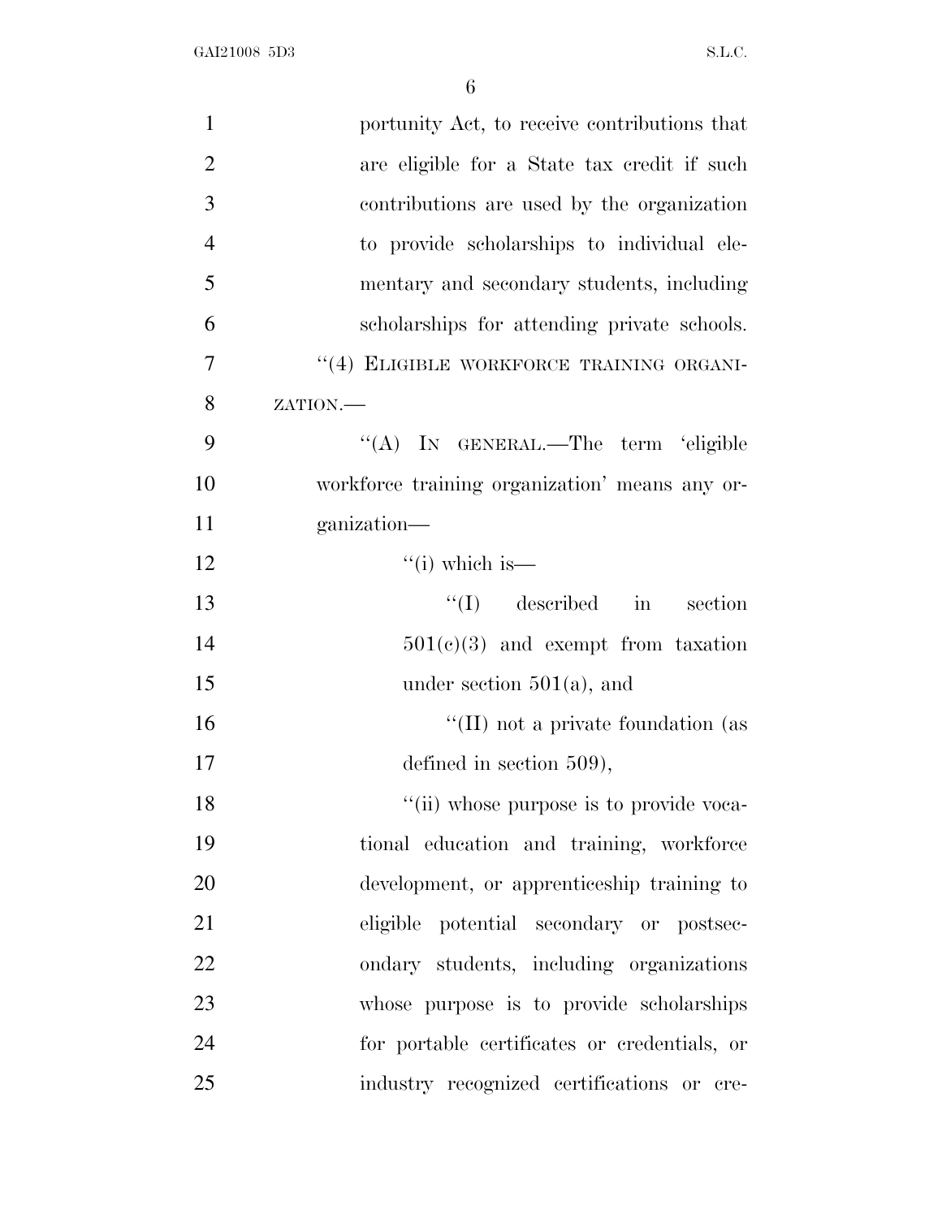portunity Act, to receive contributions that are eligible for a State tax credit if such contributions are used by the organization to provide scholarships to individual elementary and secondary students, including scholarships for attending private schools.

"(4) ELIGIBLE WORKFORCE TRAINING ORGANIZATION.—

"(A) IN GENERAL.—The term 'eligible workforce training organization' means any organization—

"(i) which is—

"(I) described in section 501(c)(3) and exempt from taxation under section 501(a), and

"(II) not a private foundation (as defined in section 509),

"(ii) whose purpose is to provide vocational education and training, workforce development, or apprenticeship training to eligible potential secondary or postsecondary students, including organizations whose purpose is to provide scholarships for portable certificates or credentials, or industry recognized certifications or cre-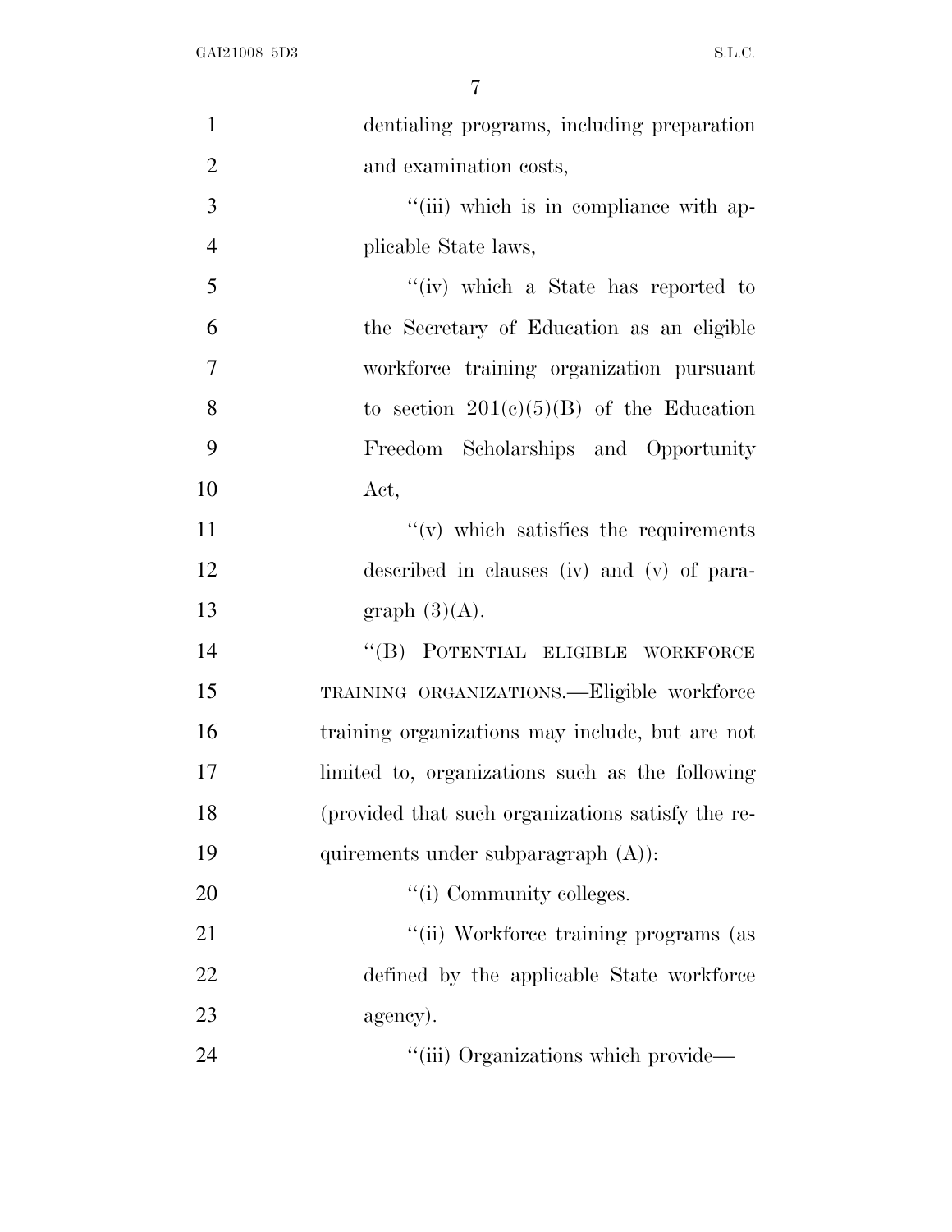dentialing programs, including preparation and examination costs,

''(iii) which is in compliance with applicable State laws,

''(iv) which a State has reported to the Secretary of Education as an eligible workforce training organization pursuant to section 201(c)(5)(B) of the Education Freedom Scholarships and Opportunity Act,

''(v) which satisfies the requirements described in clauses (iv) and (v) of paragraph (3)(A).

''(B) POTENTIAL ELIGIBLE WORKFORCE TRAINING ORGANIZATIONS.—Eligible workforce training organizations may include, but are not limited to, organizations such as the following (provided that such organizations satisfy the requirements under subparagraph (A)):

''(i) Community colleges.

''(ii) Workforce training programs (as defined by the applicable State workforce agency).

''(iii) Organizations which provide—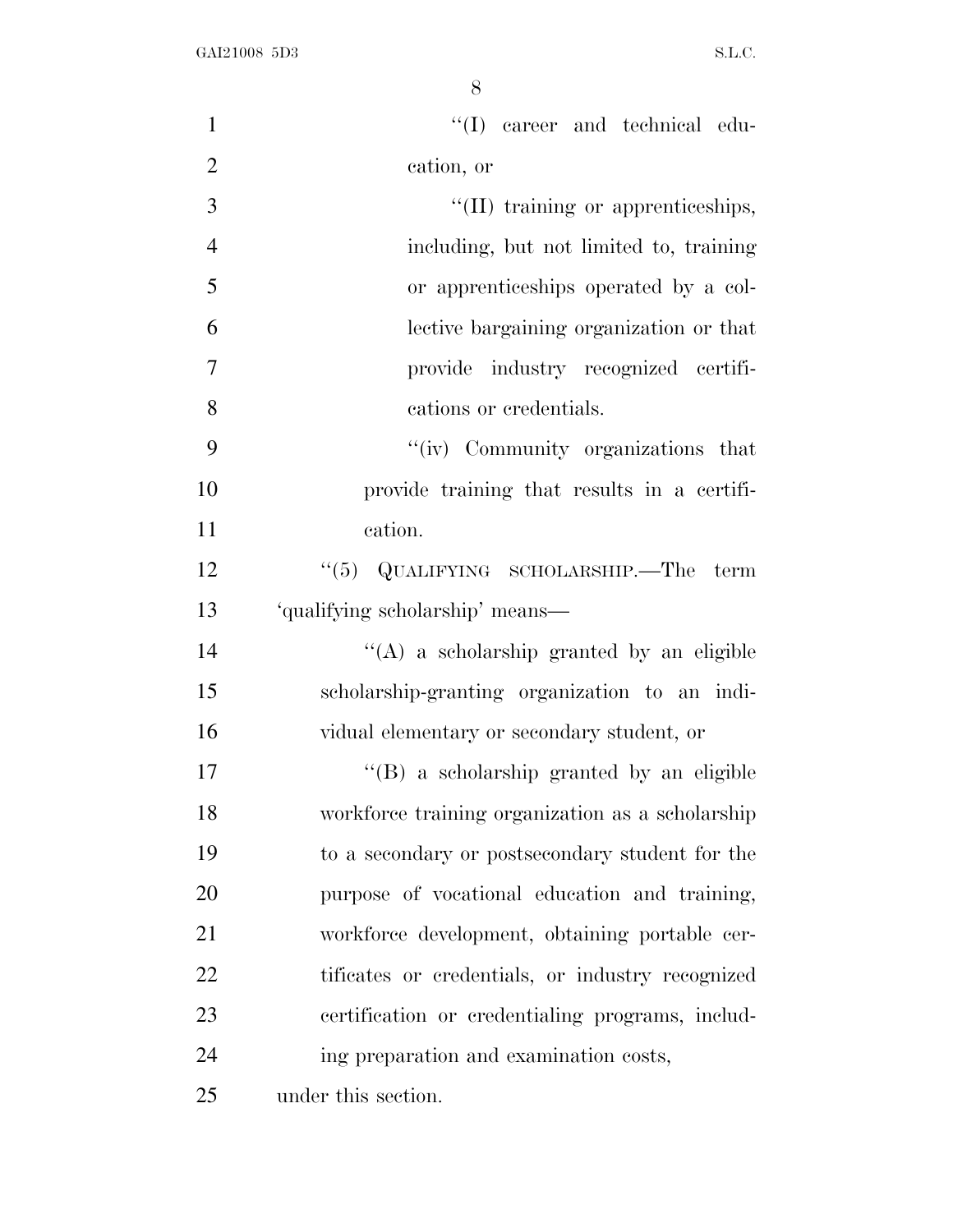"(I) career and technical education, or

"(II) training or apprenticeships, including, but not limited to, training or apprenticeships operated by a collective bargaining organization or that provide industry recognized certifications or credentials.

"(iv) Community organizations that provide training that results in a certification.

"(5) QUALIFYING SCHOLARSHIP.—The term 'qualifying scholarship' means—

"(A) a scholarship granted by an eligible scholarship-granting organization to an individual elementary or secondary student, or

"(B) a scholarship granted by an eligible workforce training organization as a scholarship to a secondary or postsecondary student for the purpose of vocational education and training, workforce development, obtaining portable certificates or credentials, or industry recognized certification or credentialing programs, including preparation and examination costs,

under this section.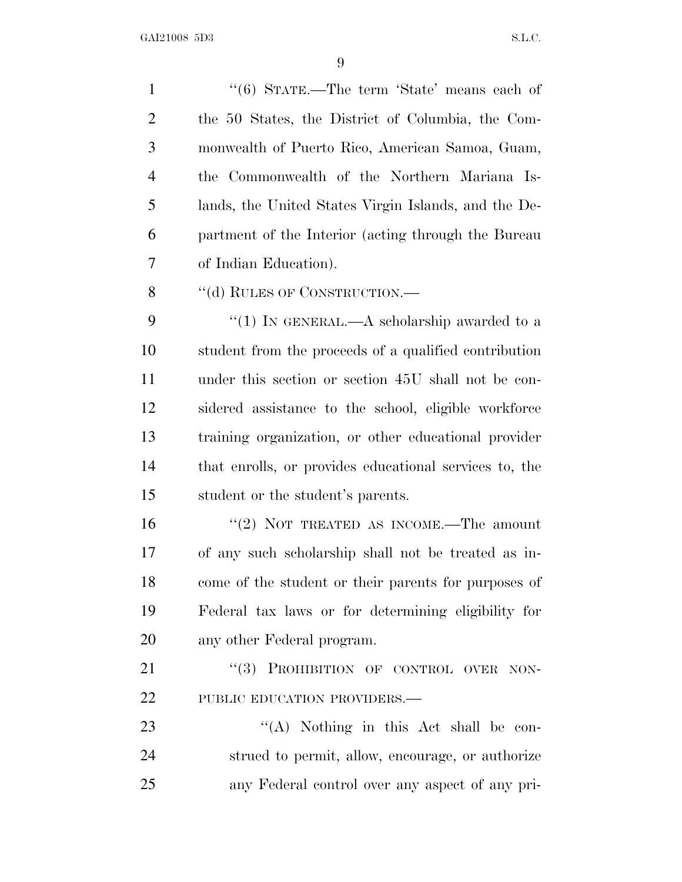"(6) STATE.—The term 'State' means each of the 50 States, the District of Columbia, the Commonwealth of Puerto Rico, American Samoa, Guam, the Commonwealth of the Northern Mariana Islands, the United States Virgin Islands, and the Department of the Interior (acting through the Bureau of Indian Education).

"(d) RULES OF CONSTRUCTION.—

"(1) IN GENERAL.—A scholarship awarded to a student from the proceeds of a qualified contribution under this section or section 45U shall not be considered assistance to the school, eligible workforce training organization, or other educational provider that enrolls, or provides educational services to, the student or the student's parents.

"(2) NOT TREATED AS INCOME.—The amount of any such scholarship shall not be treated as income of the student or their parents for purposes of Federal tax laws or for determining eligibility for any other Federal program.

"(3) PROHIBITION OF CONTROL OVER NONPUBLIC EDUCATION PROVIDERS.—

"(A) Nothing in this Act shall be construed to permit, allow, encourage, or authorize any Federal control over any aspect of any pri-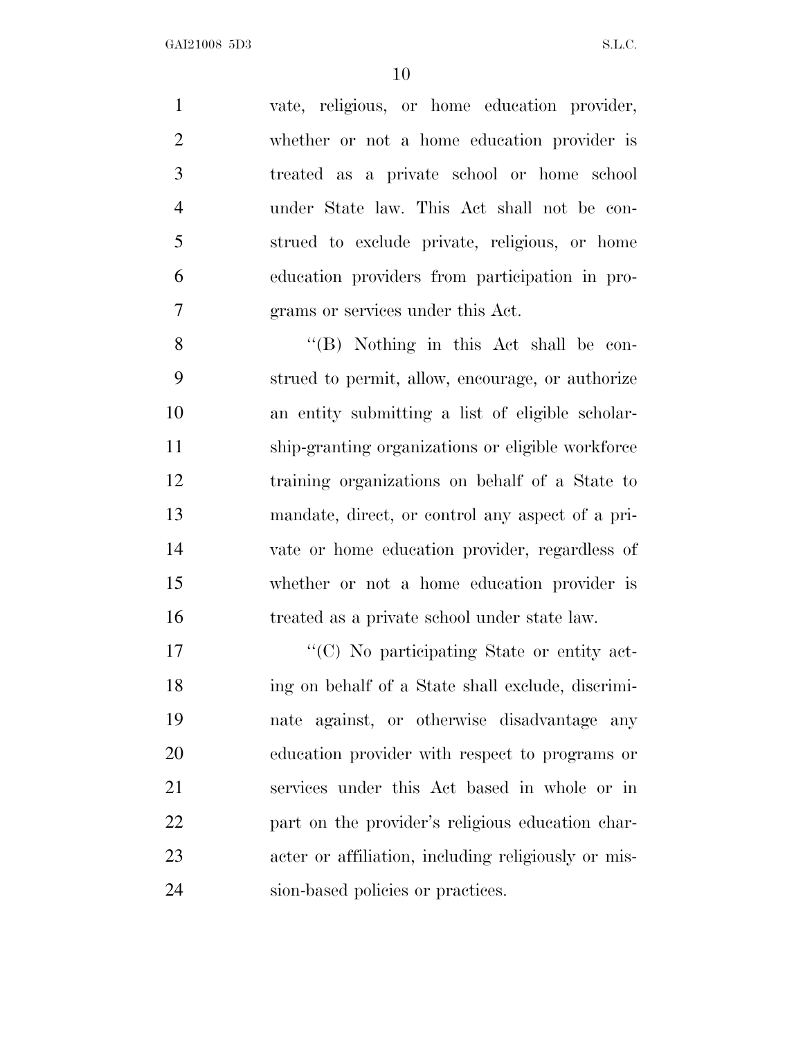vate, religious, or home education provider, whether or not a home education provider is treated as a private school or home school under State law. This Act shall not be construed to exclude private, religious, or home education providers from participation in programs or services under this Act.

"(B) Nothing in this Act shall be construed to permit, allow, encourage, or authorize an entity submitting a list of eligible scholarship-granting organizations or eligible workforce training organizations on behalf of a State to mandate, direct, or control any aspect of a private or home education provider, regardless of whether or not a home education provider is treated as a private school under state law.

"(C) No participating State or entity acting on behalf of a State shall exclude, discriminate against, or otherwise disadvantage any education provider with respect to programs or services under this Act based in whole or in part on the provider's religious education character or affiliation, including religiously or mission-based policies or practices.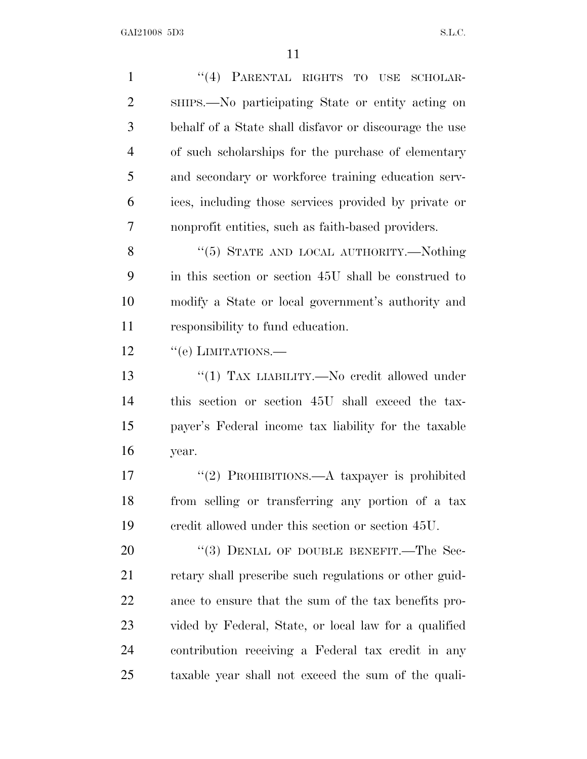"(4) PARENTAL RIGHTS TO USE SCHOLARSHIPS.—No participating State or entity acting on behalf of a State shall disfavor or discourage the use of such scholarships for the purchase of elementary and secondary or workforce training education services, including those services provided by private or nonprofit entities, such as faith-based providers.

"(5) STATE AND LOCAL AUTHORITY.—Nothing in this section or section 45U shall be construed to modify a State or local government's authority and responsibility to fund education.

"(e) LIMITATIONS.—

"(1) TAX LIABILITY.—No credit allowed under this section or section 45U shall exceed the taxpayer's Federal income tax liability for the taxable year.

"(2) PROHIBITIONS.—A taxpayer is prohibited from selling or transferring any portion of a tax credit allowed under this section or section 45U.

"(3) DENIAL OF DOUBLE BENEFIT.—The Secretary shall prescribe such regulations or other guidance to ensure that the sum of the tax benefits provided by Federal, State, or local law for a qualified contribution receiving a Federal tax credit in any taxable year shall not exceed the sum of the quali-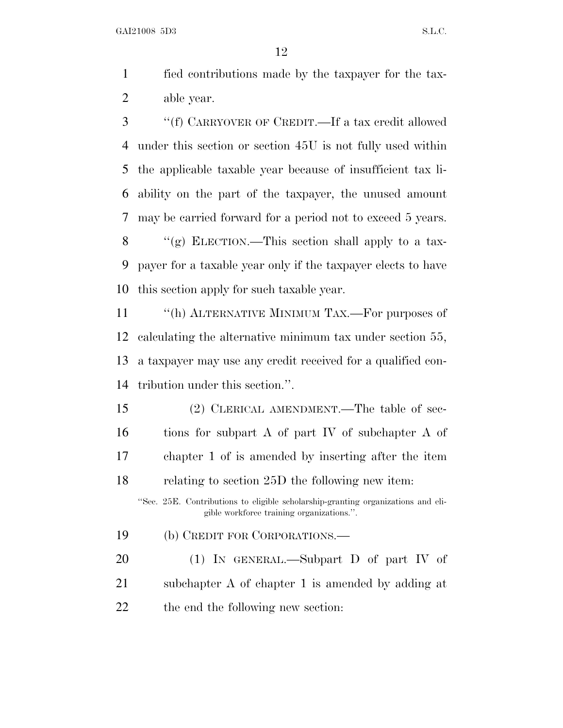fied contributions made by the taxpayer for the taxable year.

"(f) CARRYOVER OF CREDIT.—If a tax credit allowed under this section or section 45U is not fully used within the applicable taxable year because of insufficient tax liability on the part of the taxpayer, the unused amount may be carried forward for a period not to exceed 5 years.

"(g) ELECTION.—This section shall apply to a taxpayer for a taxable year only if the taxpayer elects to have this section apply for such taxable year.

"(h) ALTERNATIVE MINIMUM TAX.—For purposes of calculating the alternative minimum tax under section 55, a taxpayer may use any credit received for a qualified contribution under this section.".

(2) CLERICAL AMENDMENT.—The table of sections for subpart A of part IV of subchapter A of chapter 1 of is amended by inserting after the item relating to section 25D the following new item:

"Sec. 25E. Contributions to eligible scholarship-granting organizations and eligible workforce training organizations.".

(b) CREDIT FOR CORPORATIONS.—

(1) IN GENERAL.—Subpart D of part IV of subchapter A of chapter 1 is amended by adding at the end the following new section: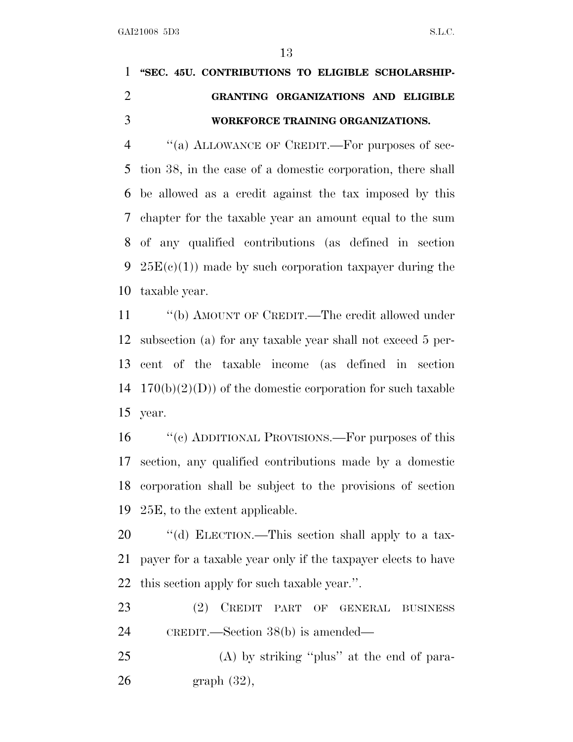**"SEC. 45U. CONTRIBUTIONS TO ELIGIBLE SCHOLARSHIP-GRANTING ORGANIZATIONS AND ELIGIBLE WORKFORCE TRAINING ORGANIZATIONS.**

"(a) ALLOWANCE OF CREDIT.—For purposes of section 38, in the case of a domestic corporation, there shall be allowed as a credit against the tax imposed by this chapter for the taxable year an amount equal to the sum of any qualified contributions (as defined in section 25E(c)(1)) made by such corporation taxpayer during the taxable year.

"(b) AMOUNT OF CREDIT.—The credit allowed under subsection (a) for any taxable year shall not exceed 5 percent of the taxable income (as defined in section 170(b)(2)(D)) of the domestic corporation for such taxable year.

"(c) ADDITIONAL PROVISIONS.—For purposes of this section, any qualified contributions made by a domestic corporation shall be subject to the provisions of section 25E, to the extent applicable.

"(d) ELECTION.—This section shall apply to a taxpayer for a taxable year only if the taxpayer elects to have this section apply for such taxable year.".

(2) CREDIT PART OF GENERAL BUSINESS CREDIT.—Section 38(b) is amended—

(A) by striking "plus" at the end of paragraph (32),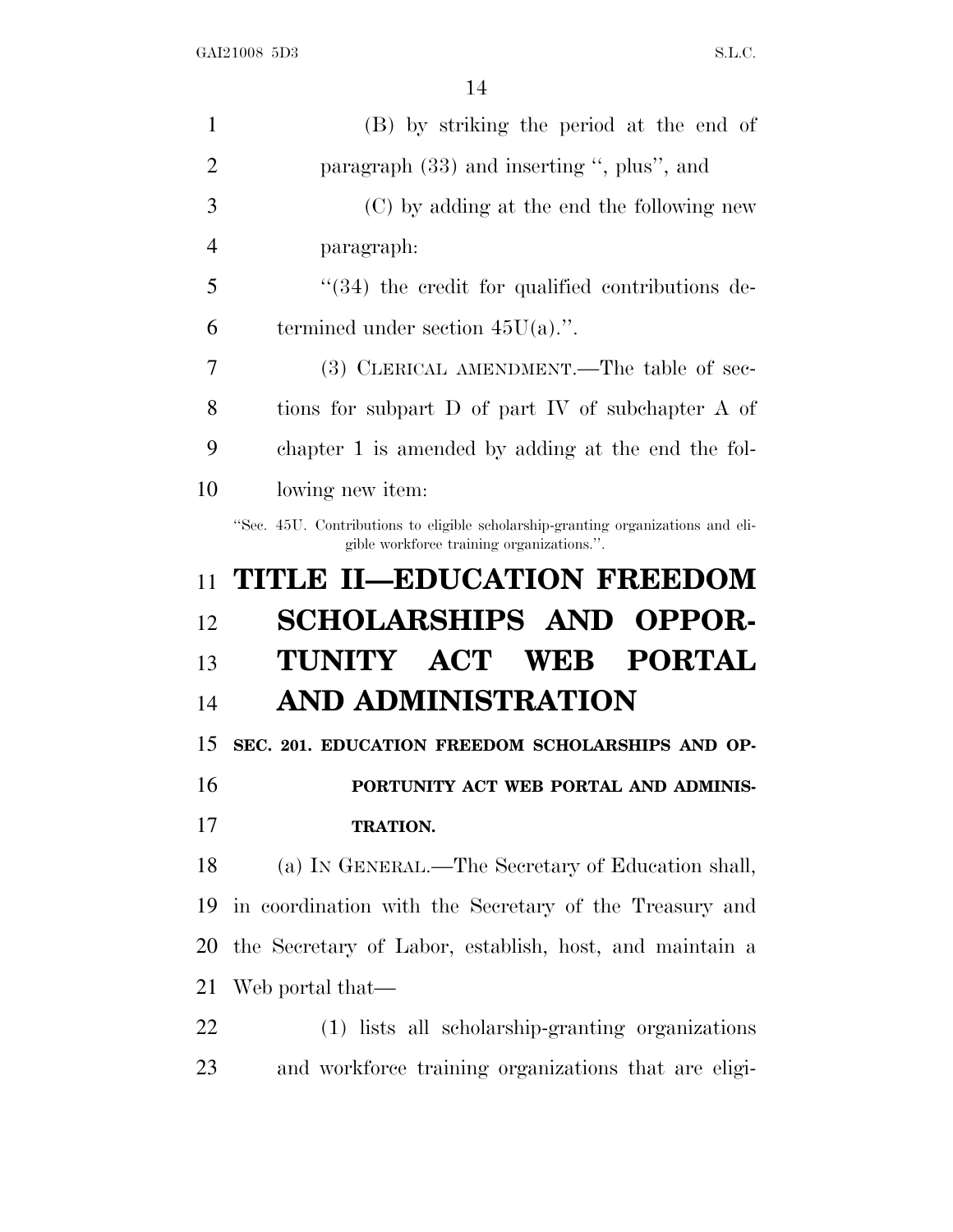(B) by striking the period at the end of paragraph (33) and inserting '', plus'', and

(C) by adding at the end the following new paragraph:

''(34) the credit for qualified contributions determined under section 45U(a).''.

(3) CLERICAL AMENDMENT.—The table of sections for subpart D of part IV of subchapter A of chapter 1 is amended by adding at the end the following new item:

''Sec. 45U. Contributions to eligible scholarship-granting organizations and eligible workforce training organizations.''.

# TITLE II—EDUCATION FREEDOM SCHOLARSHIPS AND OPPORTUNITY ACT WEB PORTAL AND ADMINISTRATION

## SEC. 201. EDUCATION FREEDOM SCHOLARSHIPS AND OPPORTUNITY ACT WEB PORTAL AND ADMINISTRATION.

(a) IN GENERAL.—The Secretary of Education shall, in coordination with the Secretary of the Treasury and the Secretary of Labor, establish, host, and maintain a Web portal that—

(1) lists all scholarship-granting organizations and workforce training organizations that are eligi-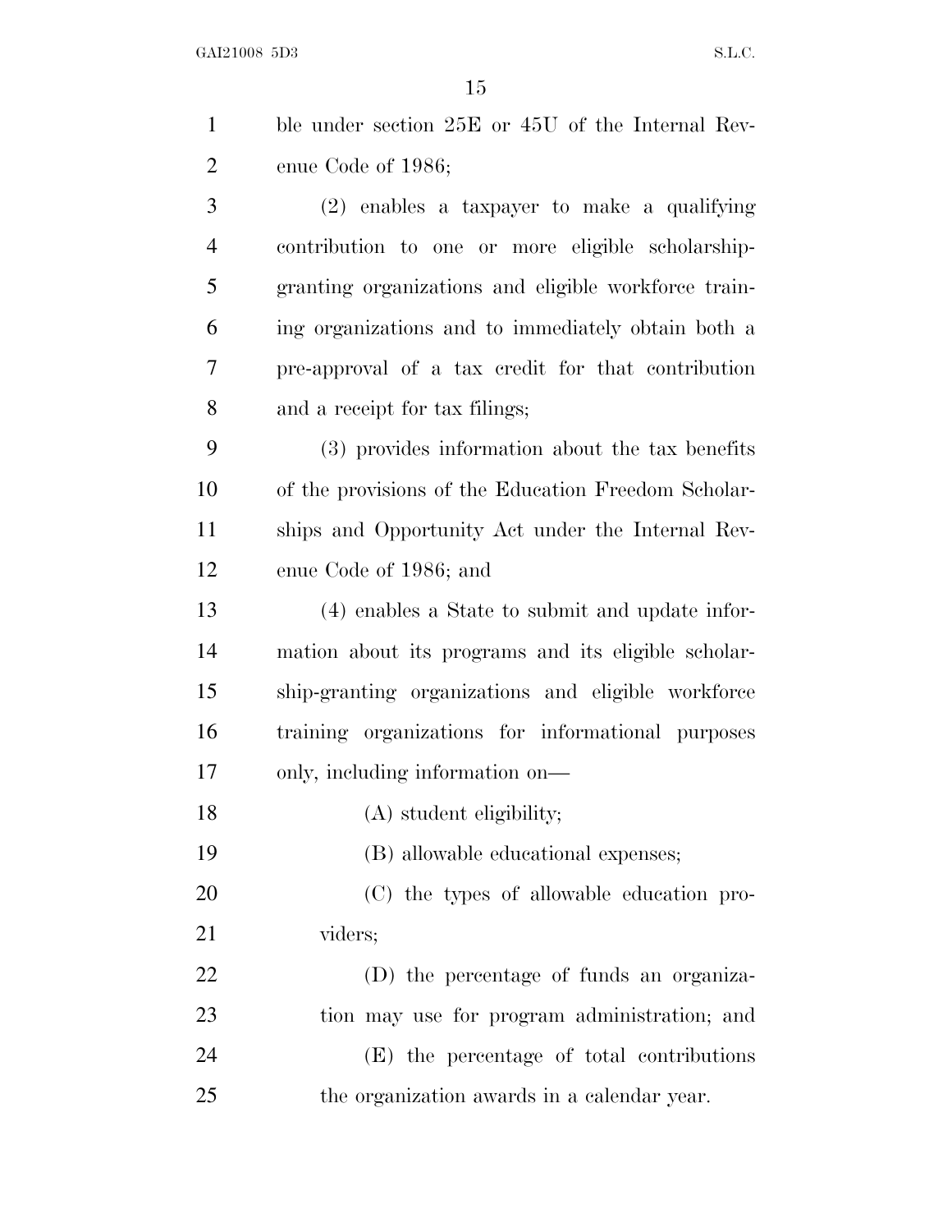ble under section 25E or 45U of the Internal Revenue Code of 1986;

(2) enables a taxpayer to make a qualifying contribution to one or more eligible scholarship-granting organizations and eligible workforce training organizations and to immediately obtain both a pre-approval of a tax credit for that contribution and a receipt for tax filings;

(3) provides information about the tax benefits of the provisions of the Education Freedom Scholarships and Opportunity Act under the Internal Revenue Code of 1986; and

(4) enables a State to submit and update information about its programs and its eligible scholarship-granting organizations and eligible workforce training organizations for informational purposes only, including information on—

(A) student eligibility;

(B) allowable educational expenses;

(C) the types of allowable education providers;

(D) the percentage of funds an organization may use for program administration; and

(E) the percentage of total contributions the organization awards in a calendar year.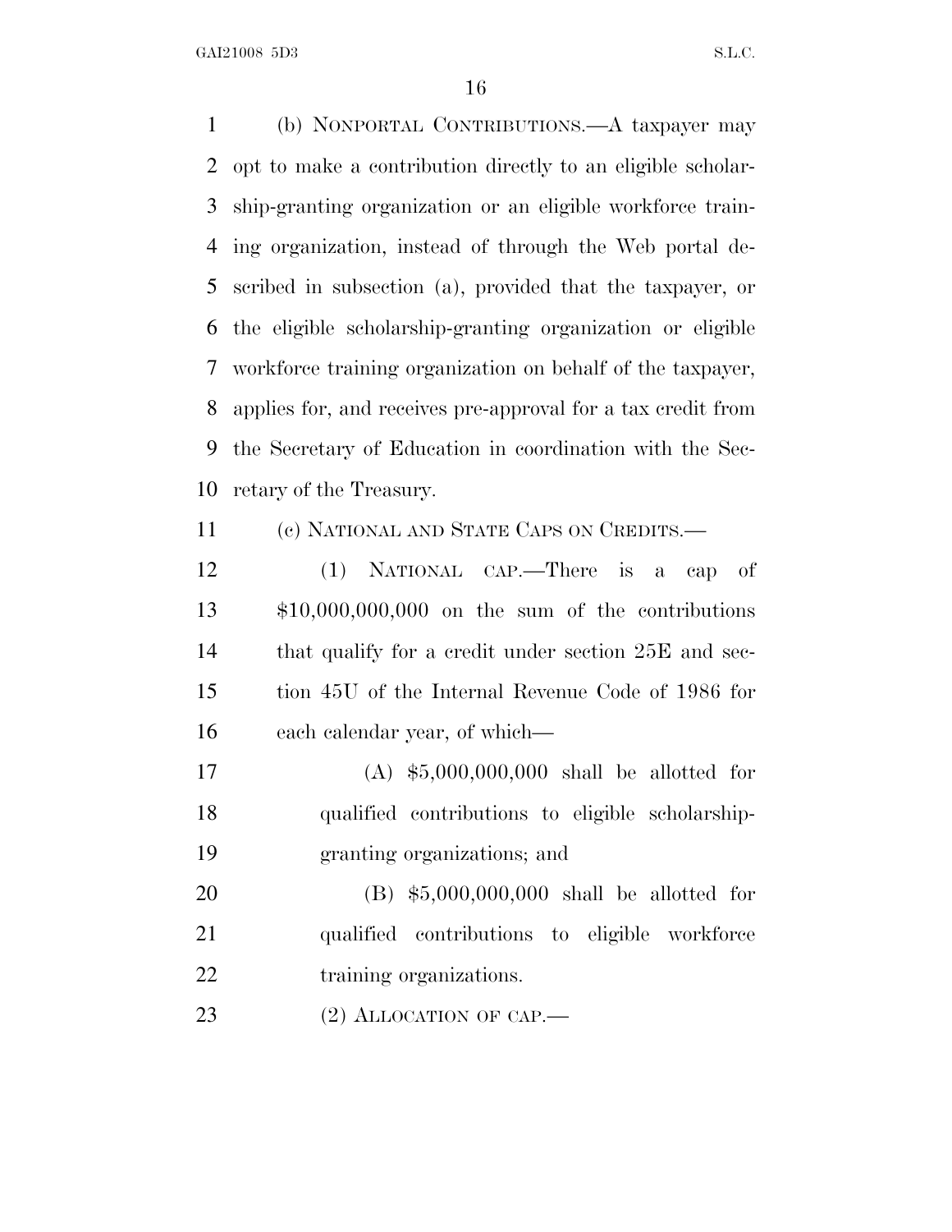(b) NONPORTAL CONTRIBUTIONS.—A taxpayer may opt to make a contribution directly to an eligible scholarship-granting organization or an eligible workforce training organization, instead of through the Web portal described in subsection (a), provided that the taxpayer, or the eligible scholarship-granting organization or eligible workforce training organization on behalf of the taxpayer, applies for, and receives pre-approval for a tax credit from the Secretary of Education in coordination with the Secretary of the Treasury.

(c) NATIONAL AND STATE CAPS ON CREDITS.—

(1) NATIONAL CAP.—There is a cap of $10,000,000,000 on the sum of the contributions that qualify for a credit under section 25E and section 45U of the Internal Revenue Code of 1986 for each calendar year, of which—

(A) $5,000,000,000 shall be allotted for qualified contributions to eligible scholarship-granting organizations; and

(B) $5,000,000,000 shall be allotted for qualified contributions to eligible workforce training organizations.

(2) ALLOCATION OF CAP.—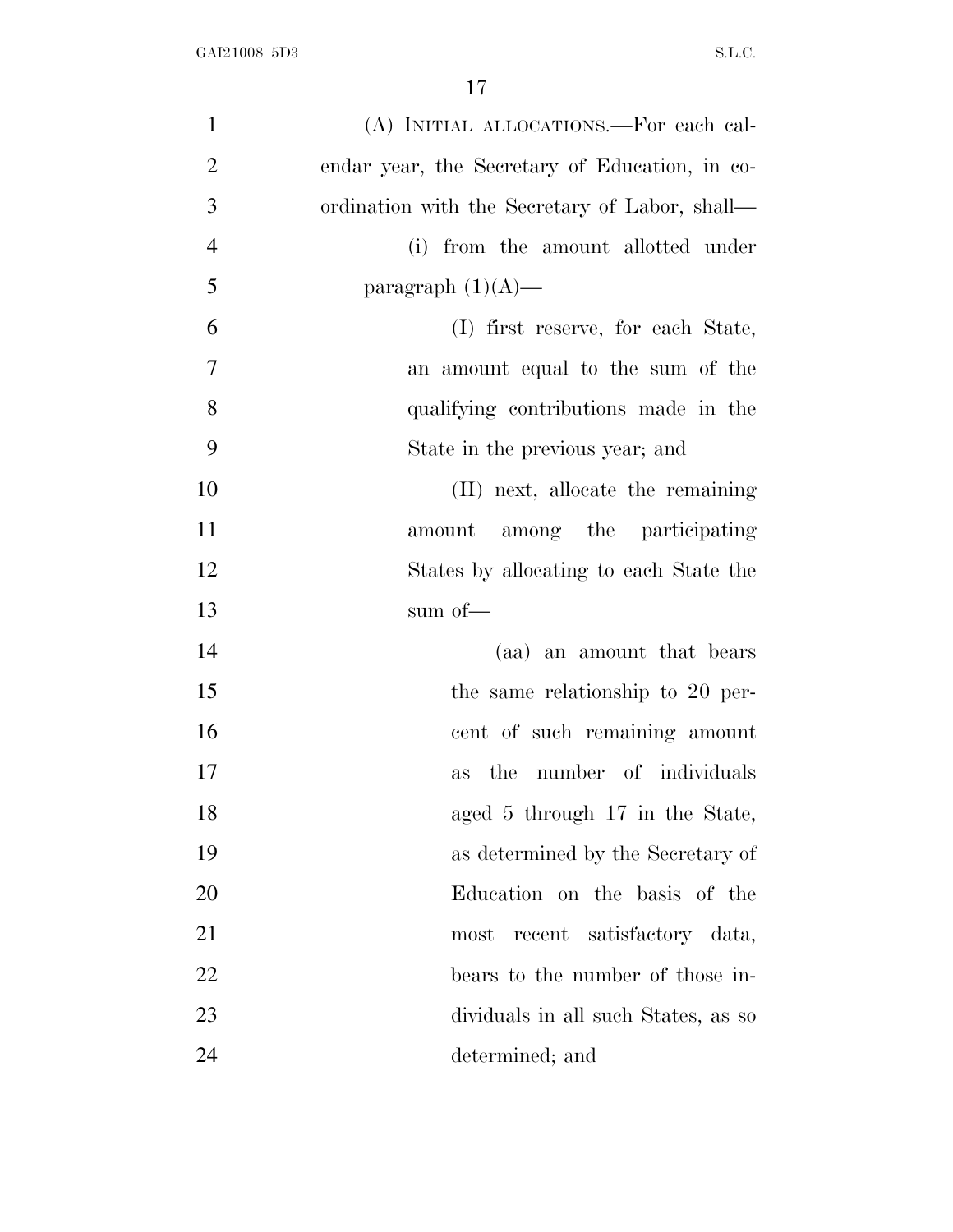(A) INITIAL ALLOCATIONS.—For each calendar year, the Secretary of Education, in coordination with the Secretary of Labor, shall—

(i) from the amount allotted under paragraph (1)(A)—

(I) first reserve, for each State, an amount equal to the sum of the qualifying contributions made in the State in the previous year; and

(II) next, allocate the remaining amount among the participating States by allocating to each State the sum of—

(aa) an amount that bears the same relationship to 20 percent of such remaining amount as the number of individuals aged 5 through 17 in the State, as determined by the Secretary of Education on the basis of the most recent satisfactory data, bears to the number of those individuals in all such States, as so determined; and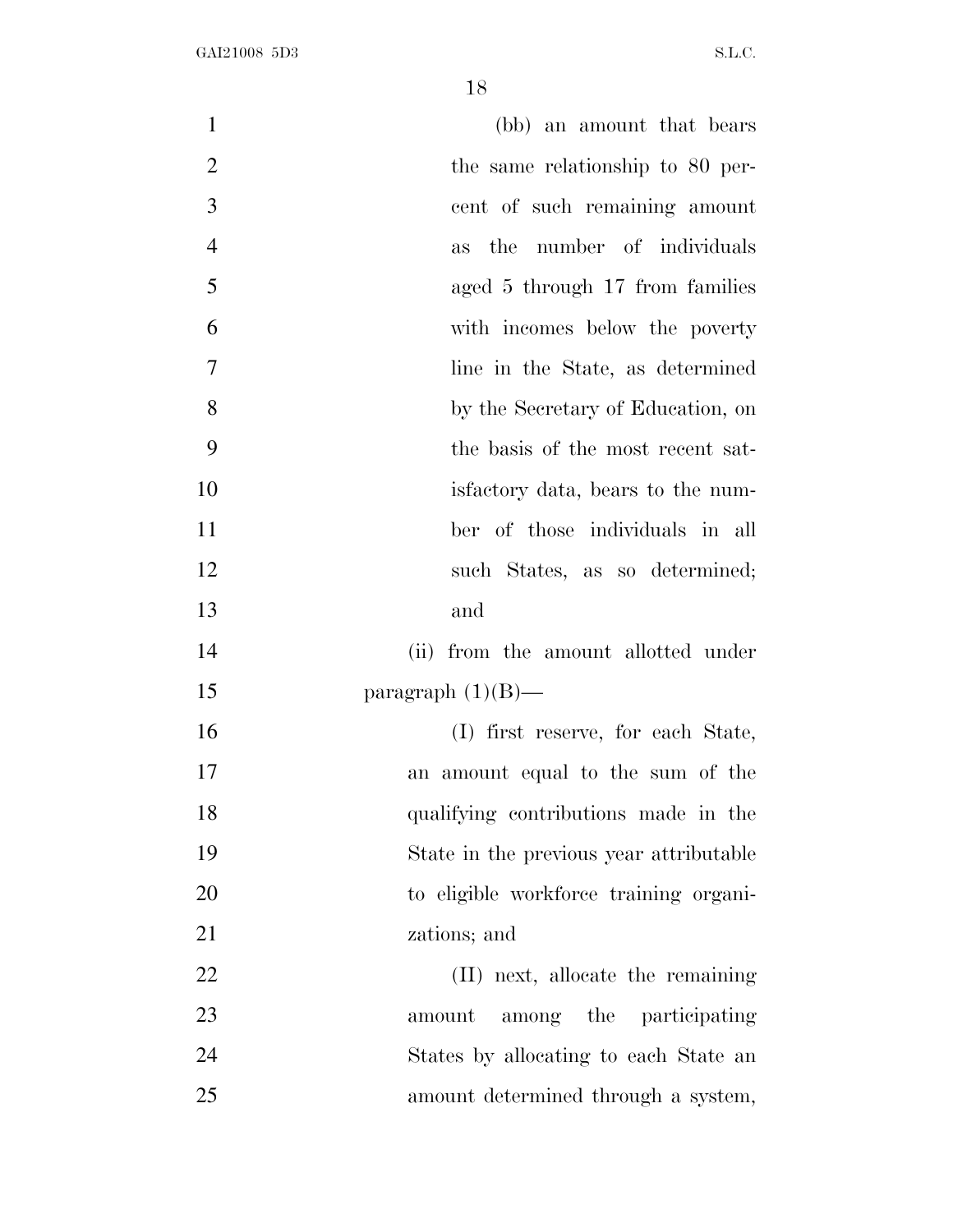(bb) an amount that bears the same relationship to 80 percent of such remaining amount as the number of individuals aged 5 through 17 from families with incomes below the poverty line in the State, as determined by the Secretary of Education, on the basis of the most recent satisfactory data, bears to the number of those individuals in all such States, as so determined; and

(ii) from the amount allotted under paragraph (1)(B)—

(I) first reserve, for each State, an amount equal to the sum of the qualifying contributions made in the State in the previous year attributable to eligible workforce training organizations; and

(II) next, allocate the remaining amount among the participating States by allocating to each State an amount determined through a system,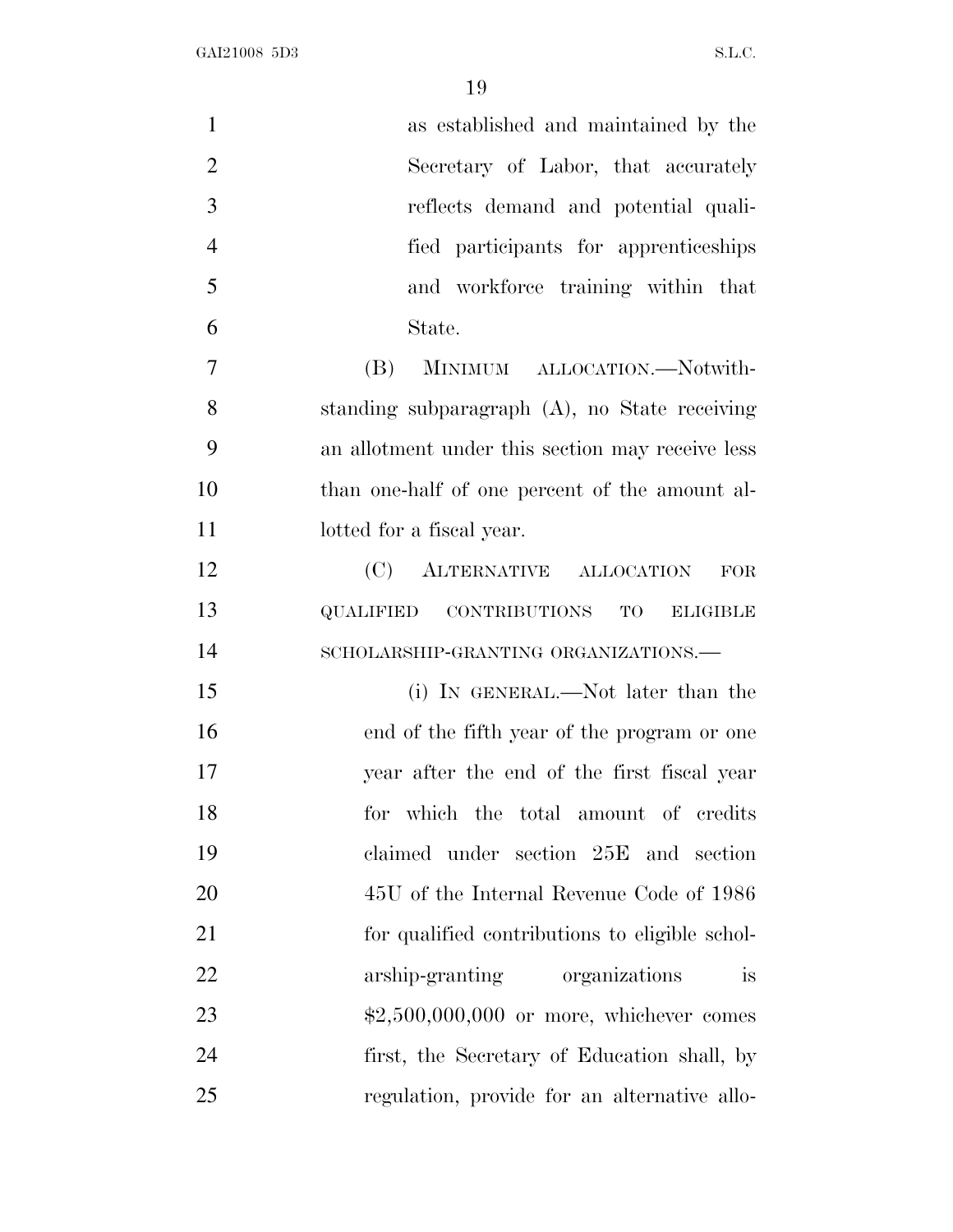as established and maintained by the Secretary of Labor, that accurately reflects demand and potential qualified participants for apprenticeships and workforce training within that State.

(B) MINIMUM ALLOCATION.—Notwithstanding subparagraph (A), no State receiving an allotment under this section may receive less than one-half of one percent of the amount allotted for a fiscal year.

(C) ALTERNATIVE ALLOCATION FOR QUALIFIED CONTRIBUTIONS TO ELIGIBLE SCHOLARSHIP-GRANTING ORGANIZATIONS.—

(i) IN GENERAL.—Not later than the end of the fifth year of the program or one year after the end of the first fiscal year for which the total amount of credits claimed under section 25E and section 45U of the Internal Revenue Code of 1986 for qualified contributions to eligible scholarship-granting organizations is $2,500,000,000 or more, whichever comes first, the Secretary of Education shall, by regulation, provide for an alternative allo-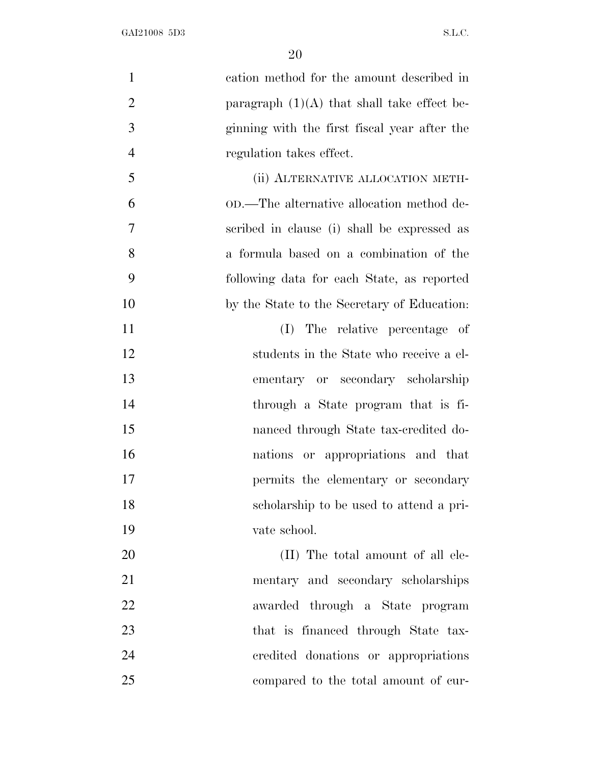cation method for the amount described in paragraph (1)(A) that shall take effect beginning with the first fiscal year after the regulation takes effect.

(ii) ALTERNATIVE ALLOCATION METHOD.—The alternative allocation method described in clause (i) shall be expressed as a formula based on a combination of the following data for each State, as reported by the State to the Secretary of Education:

(I) The relative percentage of students in the State who receive a elementary or secondary scholarship through a State program that is financed through State tax-credited donations or appropriations and that permits the elementary or secondary scholarship to be used to attend a private school.

(II) The total amount of all elementary and secondary scholarships awarded through a State program that is financed through State tax-credited donations or appropriations compared to the total amount of cur-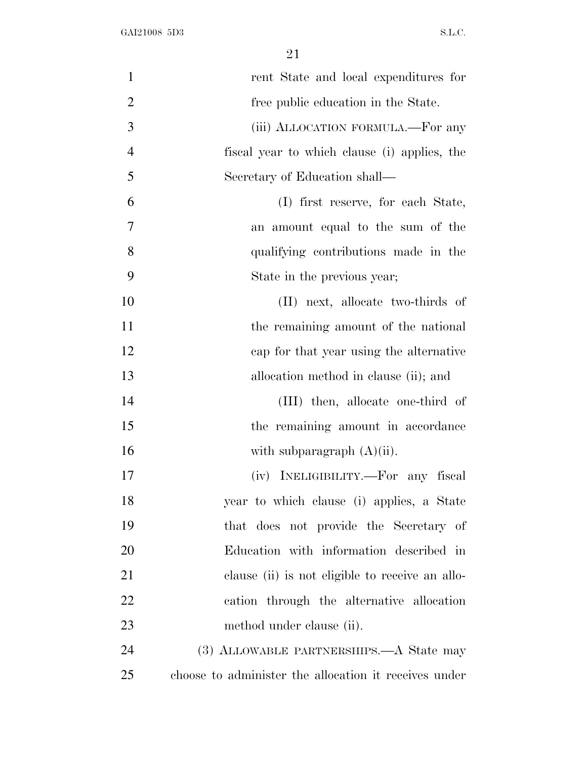rent State and local expenditures for free public education in the State.

(iii) ALLOCATION FORMULA.—For any fiscal year to which clause (i) applies, the Secretary of Education shall—

(I) first reserve, for each State, an amount equal to the sum of the qualifying contributions made in the State in the previous year;

(II) next, allocate two-thirds of the remaining amount of the national cap for that year using the alternative allocation method in clause (ii); and

(III) then, allocate one-third of the remaining amount in accordance with subparagraph (A)(ii).

(iv) INELIGIBILITY.—For any fiscal year to which clause (i) applies, a State that does not provide the Secretary of Education with information described in clause (ii) is not eligible to receive an allocation through the alternative allocation method under clause (ii).

(3) ALLOWABLE PARTNERSHIPS.—A State may choose to administer the allocation it receives under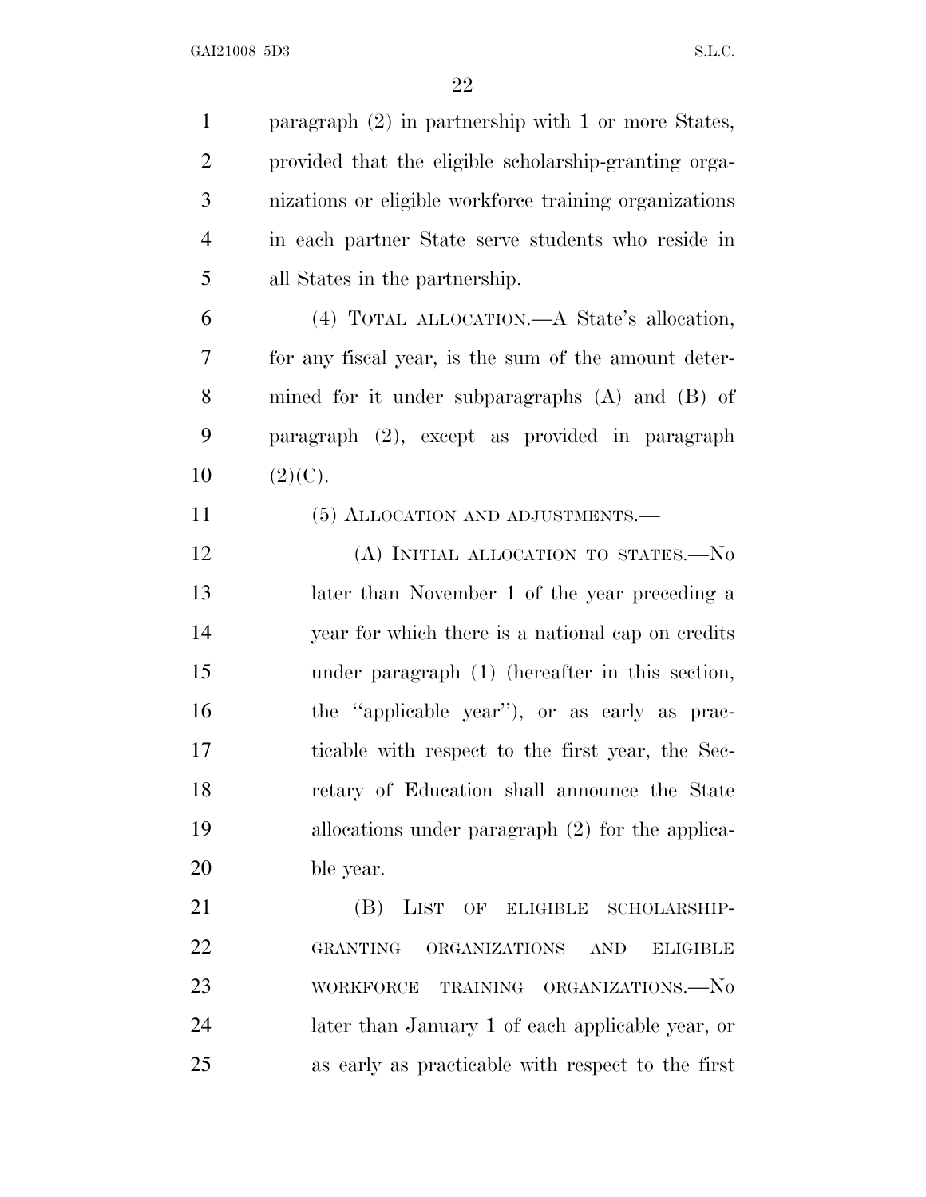paragraph (2) in partnership with 1 or more States, provided that the eligible scholarship-granting organizations or eligible workforce training organizations in each partner State serve students who reside in all States in the partnership.

(4) TOTAL ALLOCATION.—A State's allocation, for any fiscal year, is the sum of the amount determined for it under subparagraphs (A) and (B) of paragraph (2), except as provided in paragraph (2)(C).

(5) ALLOCATION AND ADJUSTMENTS.—

(A) INITIAL ALLOCATION TO STATES.—No later than November 1 of the year preceding a year for which there is a national cap on credits under paragraph (1) (hereafter in this section, the "applicable year"), or as early as practicable with respect to the first year, the Secretary of Education shall announce the State allocations under paragraph (2) for the applicable year.

(B) LIST OF ELIGIBLE SCHOLARSHIP-GRANTING ORGANIZATIONS AND ELIGIBLE WORKFORCE TRAINING ORGANIZATIONS.—No later than January 1 of each applicable year, or as early as practicable with respect to the first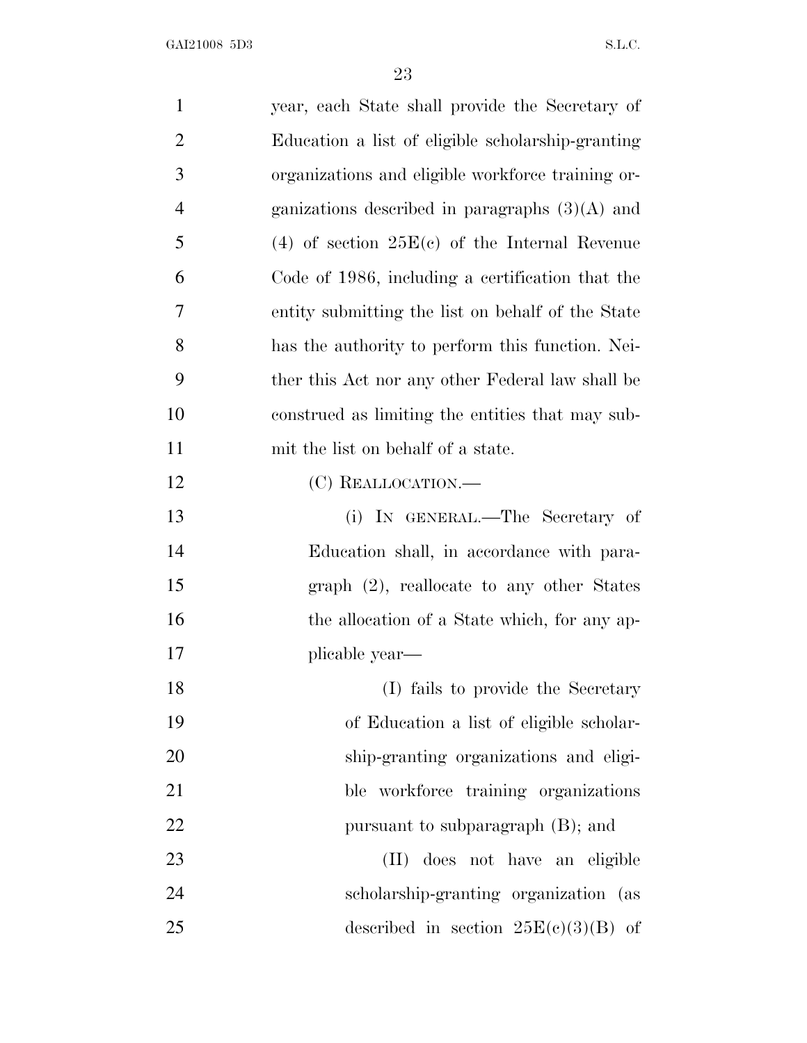year, each State shall provide the Secretary of Education a list of eligible scholarship-granting organizations and eligible workforce training organizations described in paragraphs (3)(A) and (4) of section 25E(c) of the Internal Revenue Code of 1986, including a certification that the entity submitting the list on behalf of the State has the authority to perform this function. Neither this Act nor any other Federal law shall be construed as limiting the entities that may submit the list on behalf of a state.

(C) REALLOCATION.—

(i) IN GENERAL.—The Secretary of Education shall, in accordance with paragraph (2), reallocate to any other States the allocation of a State which, for any applicable year—

(I) fails to provide the Secretary of Education a list of eligible scholarship-granting organizations and eligible workforce training organizations pursuant to subparagraph (B); and

(II) does not have an eligible scholarship-granting organization (as described in section 25E(c)(3)(B) of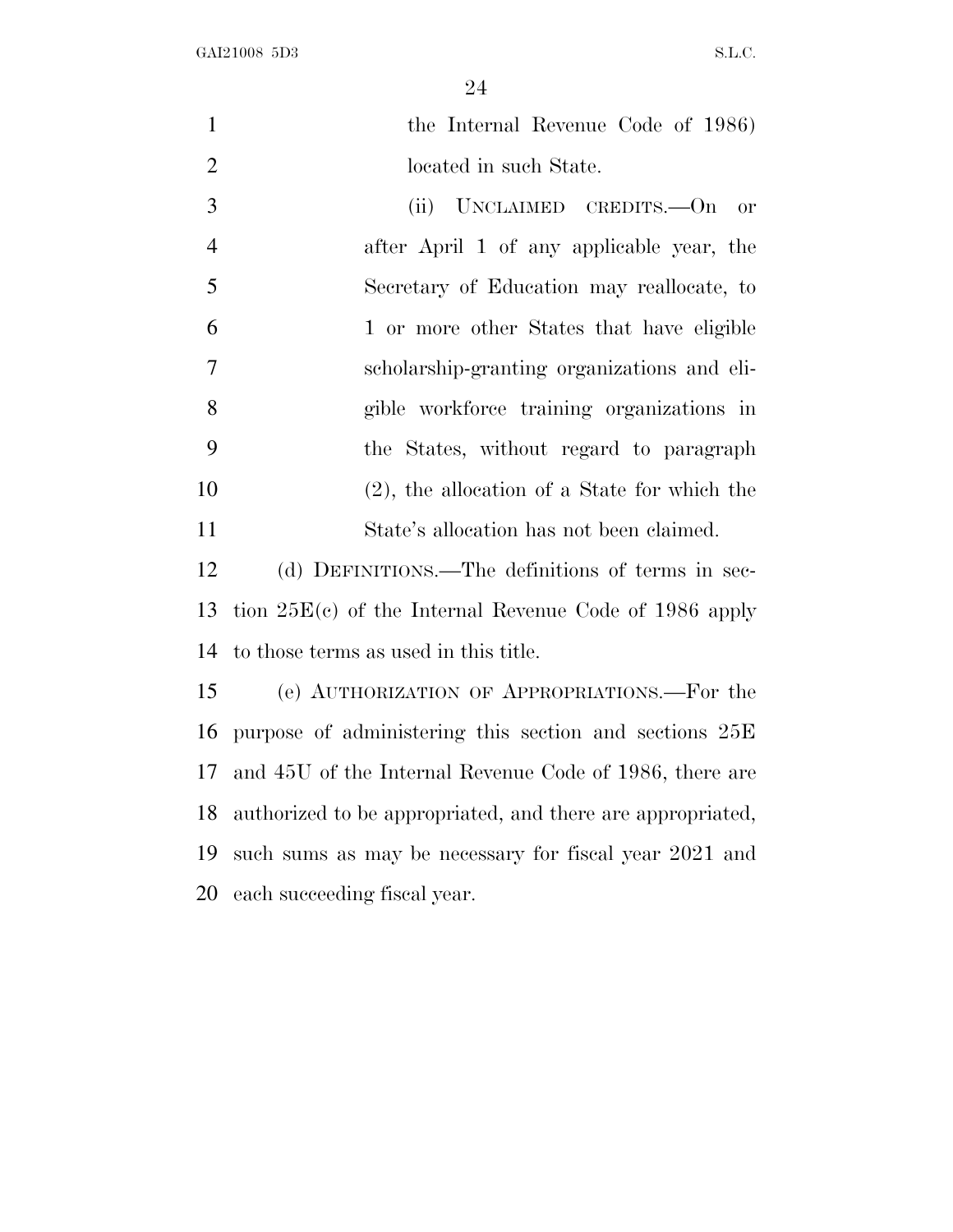the Internal Revenue Code of 1986) located in such State.

(ii) UNCLAIMED CREDITS.—On or after April 1 of any applicable year, the Secretary of Education may reallocate, to 1 or more other States that have eligible scholarship-granting organizations and eligible workforce training organizations in the States, without regard to paragraph (2), the allocation of a State for which the State's allocation has not been claimed.

(d) DEFINITIONS.—The definitions of terms in section 25E(c) of the Internal Revenue Code of 1986 apply to those terms as used in this title.

(e) AUTHORIZATION OF APPROPRIATIONS.—For the purpose of administering this section and sections 25E and 45U of the Internal Revenue Code of 1986, there are authorized to be appropriated, and there are appropriated, such sums as may be necessary for fiscal year 2021 and each succeeding fiscal year.